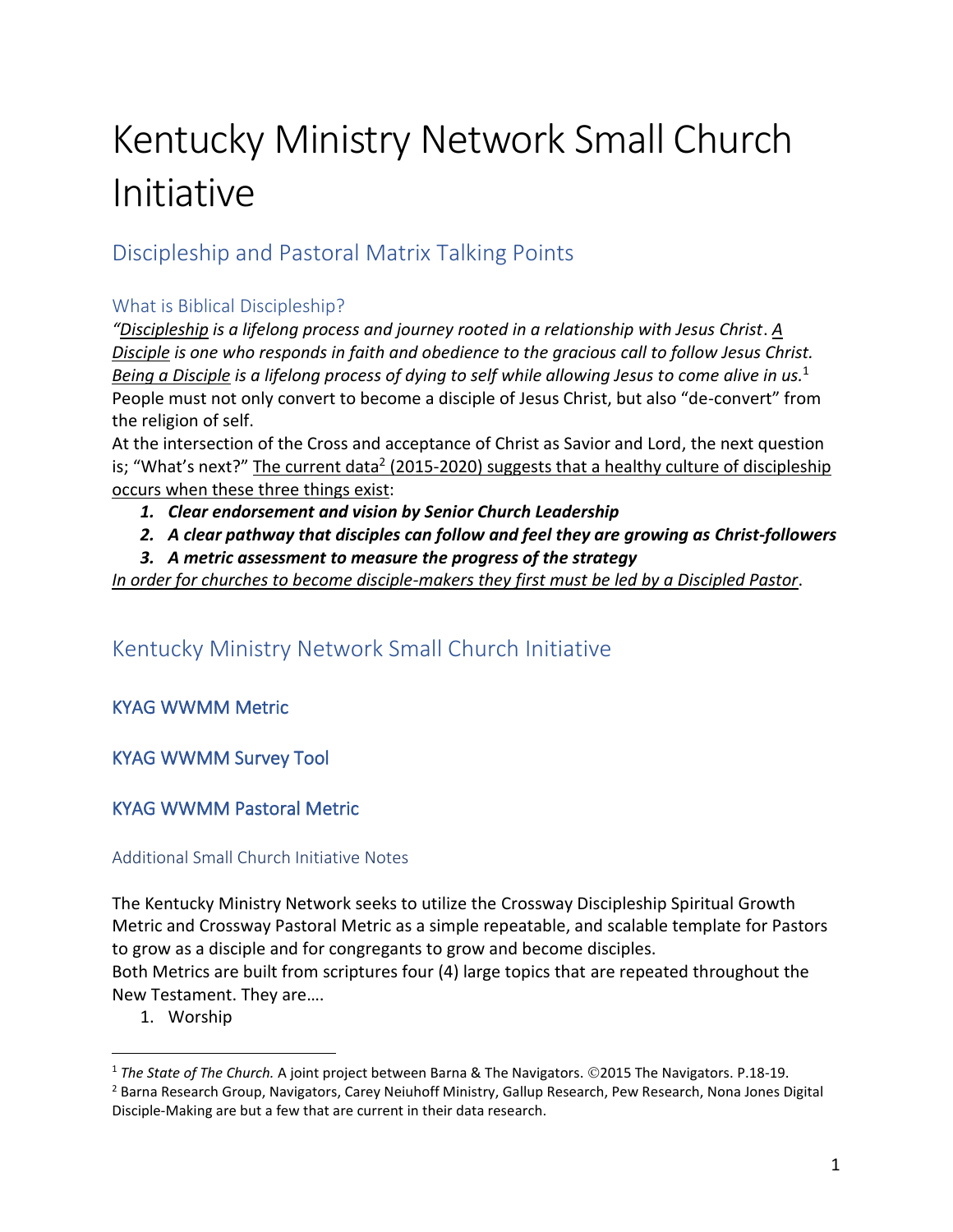# Kentucky Ministry Network Small Church Initiative

## Discipleship and Pastoral Matrix Talking Points

### What is Biblical Discipleship?

*"<u>Discipleship</u> is a lifelong process and journey rooted in a relationship with Jesus Christ. <u>A Disciple</u> is one who responds in faith and obedience to the gracious call to follow Jesus Christ. <u>Being a Disciple</u> is a lifelong process of dying to self while allowing Jesus to come alive in us.*[1] People must not only convert to become a disciple of Jesus Christ, but also "de-convert" from the religion of self.

At the intersection of the Cross and acceptance of Christ as Savior and Lord, the next question is; "What's next?" <u>The current data[2] (2015-2020) suggests that a healthy culture of discipleship occurs when these three things exist</u>:

1. ***Clear endorsement and vision by Senior Church Leadership***
2. ***A clear pathway that disciples can follow and feel they are growing as Christ-followers***
3. ***A metric assessment to measure the progress of the strategy***

*<u>In order for churches to become disciple-makers they first must be led by a Discipled Pastor</u>*.

## Kentucky Ministry Network Small Church Initiative

### KYAG WWMM Metric

### KYAG WWMM Survey Tool

### KYAG WWMM Pastoral Metric

#### Additional Small Church Initiative Notes

The Kentucky Ministry Network seeks to utilize the Crossway Discipleship Spiritual Growth Metric and Crossway Pastoral Metric as a simple repeatable, and scalable template for Pastors to grow as a disciple and for congregants to grow and become disciples.

Both Metrics are built from scriptures four (4) large topics that are repeated throughout the New Testament. They are….

1. Worship

---

[1] *The State of The Church.* A joint project between Barna & The Navigators. ©2015 The Navigators. P.18-19.

[2] Barna Research Group, Navigators, Carey Neiuhoff Ministry, Gallup Research, Pew Research, Nona Jones Digital Disciple-Making are but a few that are current in their data research.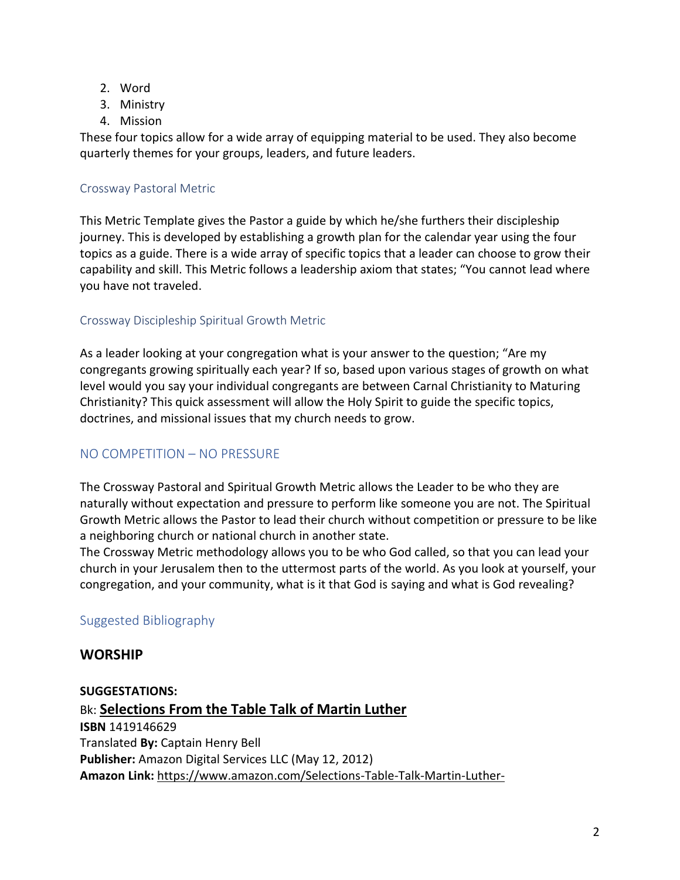2. Word
3. Ministry
4. Mission

These four topics allow for a wide array of equipping material to be used. They also become quarterly themes for your groups, leaders, and future leaders.

### Crossway Pastoral Metric

This Metric Template gives the Pastor a guide by which he/she furthers their discipleship journey. This is developed by establishing a growth plan for the calendar year using the four topics as a guide. There is a wide array of specific topics that a leader can choose to grow their capability and skill. This Metric follows a leadership axiom that states; "You cannot lead where you have not traveled.

### Crossway Discipleship Spiritual Growth Metric

As a leader looking at your congregation what is your answer to the question; "Are my congregants growing spiritually each year? If so, based upon various stages of growth on what level would you say your individual congregants are between Carnal Christianity to Maturing Christianity? This quick assessment will allow the Holy Spirit to guide the specific topics, doctrines, and missional issues that my church needs to grow.

## NO COMPETITION – NO PRESSURE

The Crossway Pastoral and Spiritual Growth Metric allows the Leader to be who they are naturally without expectation and pressure to perform like someone you are not. The Spiritual Growth Metric allows the Pastor to lead their church without competition or pressure to be like a neighboring church or national church in another state.
The Crossway Metric methodology allows you to be who God called, so that you can lead your church in your Jerusalem then to the uttermost parts of the world. As you look at yourself, your congregation, and your community, what is it that God is saying and what is God revealing?

## Suggested Bibliography

### WORSHIP

**SUGGESTATIONS:**
Bk: **Selections From the Table Talk of Martin Luther**
**ISBN** 1419146629
Translated **By:** Captain Henry Bell
**Publisher:** Amazon Digital Services LLC (May 12, 2012)
**Amazon Link:** https://www.amazon.com/Selections-Table-Talk-Martin-Luther-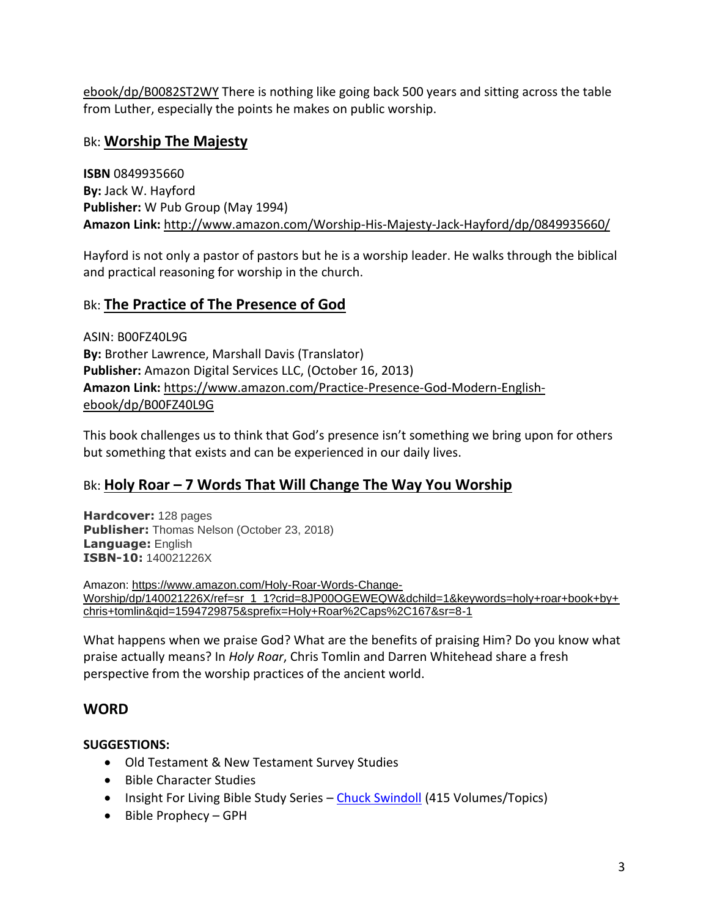ebook/dp/B0082ST2WY There is nothing like going back 500 years and sitting across the table from Luther, especially the points he makes on public worship.

### Bk: **Worship The Majesty**

**ISBN** 0849935660
**By:** Jack W. Hayford
**Publisher:** W Pub Group (May 1994)
**Amazon Link:** http://www.amazon.com/Worship-His-Majesty-Jack-Hayford/dp/0849935660/

Hayford is not only a pastor of pastors but he is a worship leader. He walks through the biblical and practical reasoning for worship in the church.

### Bk: **The Practice of The Presence of God**

ASIN: B00FZ40L9G
**By:** Brother Lawrence, Marshall Davis (Translator)
**Publisher:** Amazon Digital Services LLC, (October 16, 2013)
**Amazon Link:** https://www.amazon.com/Practice-Presence-God-Modern-English-ebook/dp/B00FZ40L9G

This book challenges us to think that God's presence isn't something we bring upon for others but something that exists and can be experienced in our daily lives.

### Bk: **Holy Roar – 7 Words That Will Change The Way You Worship**

**Hardcover:** 128 pages
**Publisher:** Thomas Nelson (October 23, 2018)
**Language:** English
**ISBN-10:** 140021226X

Amazon: https://www.amazon.com/Holy-Roar-Words-Change-Worship/dp/140021226X/ref=sr_1_1?crid=8JP00OGEWEQW&dchild=1&keywords=holy+roar+book+by+chris+tomlin&qid=1594729875&sprefix=Holy+Roar%2Caps%2C167&sr=8-1

What happens when we praise God? What are the benefits of praising Him? Do you know what praise actually means? In *Holy Roar*, Chris Tomlin and Darren Whitehead share a fresh perspective from the worship practices of the ancient world.

## WORD

**SUGGESTIONS:**

- Old Testament & New Testament Survey Studies
- Bible Character Studies
- Insight For Living Bible Study Series – Chuck Swindoll (415 Volumes/Topics)
- Bible Prophecy – GPH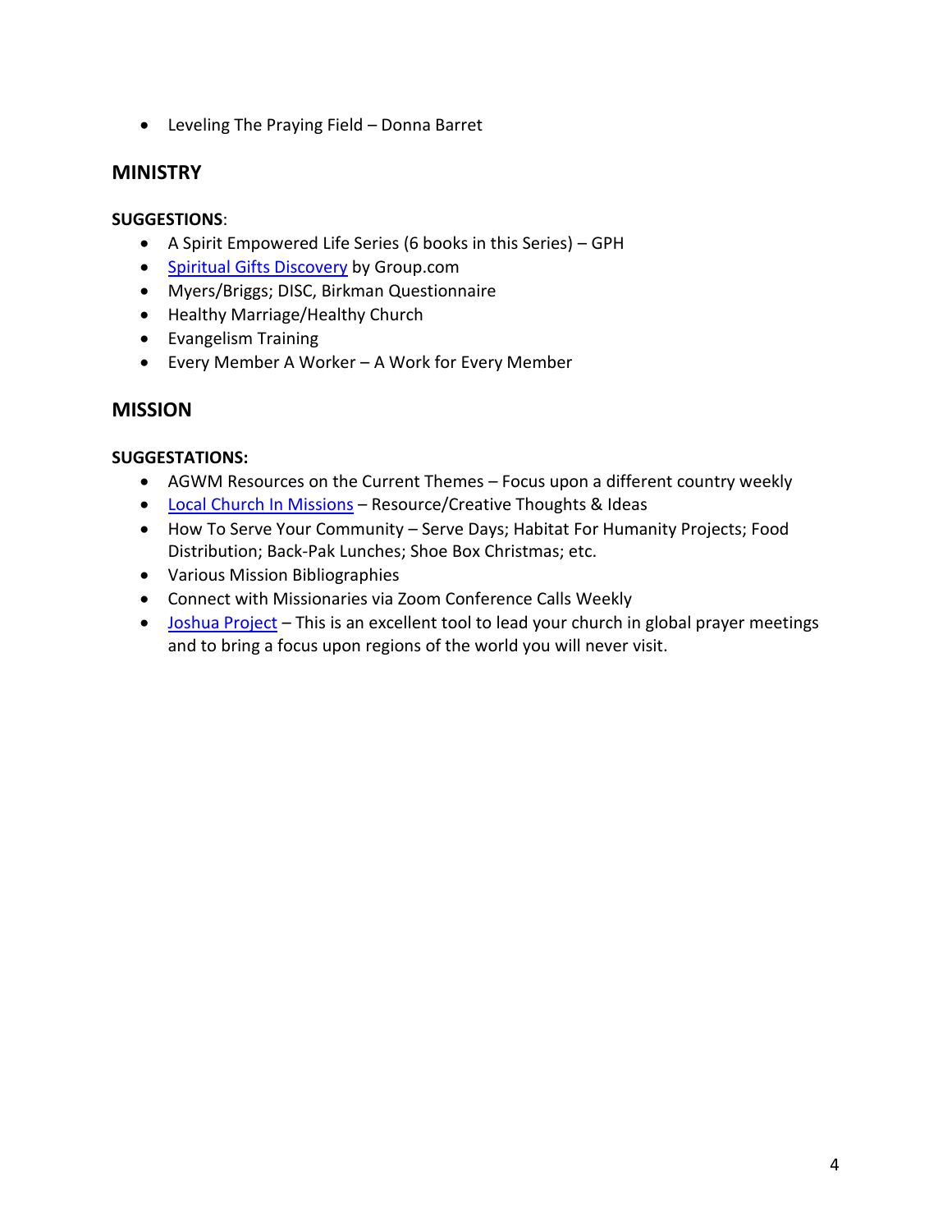- Leveling The Praying Field – Donna Barret

## MINISTRY

**SUGGESTIONS**:

- A Spirit Empowered Life Series (6 books in this Series) – GPH
- Spiritual Gifts Discovery by Group.com
- Myers/Briggs; DISC, Birkman Questionnaire
- Healthy Marriage/Healthy Church
- Evangelism Training
- Every Member A Worker – A Work for Every Member

## MISSION

**SUGGESTATIONS:**

- AGWM Resources on the Current Themes – Focus upon a different country weekly
- Local Church In Missions – Resource/Creative Thoughts & Ideas
- How To Serve Your Community – Serve Days; Habitat For Humanity Projects; Food Distribution; Back-Pak Lunches; Shoe Box Christmas; etc.
- Various Mission Bibliographies
- Connect with Missionaries via Zoom Conference Calls Weekly
- Joshua Project – This is an excellent tool to lead your church in global prayer meetings and to bring a focus upon regions of the world you will never visit.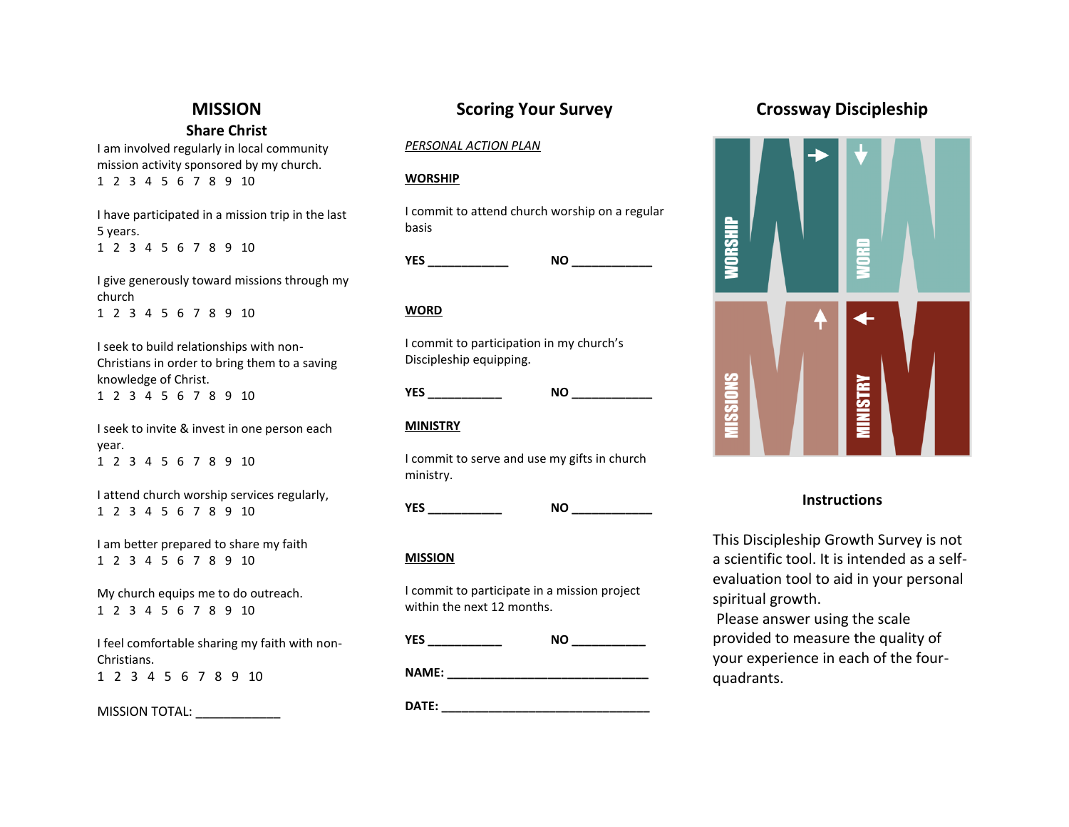## MISSION

### Share Christ

I am involved regularly in local community mission activity sponsored by my church.
1 2 3 4 5 6 7 8 9 10

I have participated in a mission trip in the last 5 years.
1 2 3 4 5 6 7 8 9 10

I give generously toward missions through my church
1 2 3 4 5 6 7 8 9 10

I seek to build relationships with non-Christians in order to bring them to a saving knowledge of Christ.
1 2 3 4 5 6 7 8 9 10

I seek to invite & invest in one person each year.
1 2 3 4 5 6 7 8 9 10

I attend church worship services regularly,
1 2 3 4 5 6 7 8 9 10

I am better prepared to share my faith
1 2 3 4 5 6 7 8 9 10

My church equips me to do outreach.
1 2 3 4 5 6 7 8 9 10

I feel comfortable sharing my faith with non-Christians.
1 2 3 4 5 6 7 8 9 10

MISSION TOTAL: ____________

## Scoring Your Survey

*PERSONAL ACTION PLAN*

**WORSHIP**

I commit to attend church worship on a regular basis

**YES** ____________ **NO** ____________

**WORD**

I commit to participation in my church's Discipleship equipping.

**YES** ___________ **NO** ____________

**MINISTRY**

I commit to serve and use my gifts in church ministry.

**YES** ___________ **NO** ____________

**MISSION**

I commit to participate in a mission project within the next 12 months.

**YES** ___________ **NO** ___________

**NAME:** ______________________________

**DATE:** _______________________________

## Crossway Discipleship

WORSHIP WORD MISSIONS MINISTRY

### Instructions

This Discipleship Growth Survey is not a scientific tool. It is intended as a self-evaluation tool to aid in your personal spiritual growth.
Please answer using the scale provided to measure the quality of your experience in each of the four-quadrants.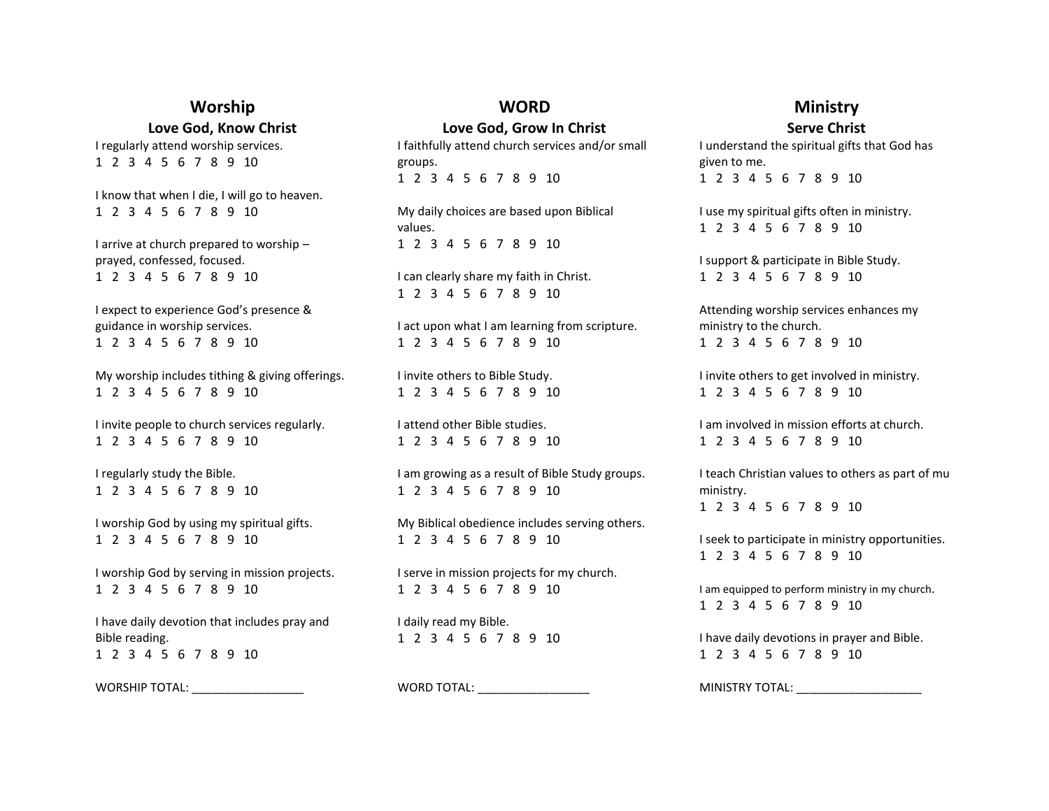## Worship

### Love God, Know Christ

I regularly attend worship services.
1 2 3 4 5 6 7 8 9 10

I know that when I die, I will go to heaven.
1 2 3 4 5 6 7 8 9 10

I arrive at church prepared to worship – prayed, confessed, focused.
1 2 3 4 5 6 7 8 9 10

I expect to experience God's presence & guidance in worship services.
1 2 3 4 5 6 7 8 9 10

My worship includes tithing & giving offerings.
1 2 3 4 5 6 7 8 9 10

I invite people to church services regularly.
1 2 3 4 5 6 7 8 9 10

I regularly study the Bible.
1 2 3 4 5 6 7 8 9 10

I worship God by using my spiritual gifts.
1 2 3 4 5 6 7 8 9 10

I worship God by serving in mission projects.
1 2 3 4 5 6 7 8 9 10

I have daily devotion that includes pray and Bible reading.
1 2 3 4 5 6 7 8 9 10

WORSHIP TOTAL: _________________

## WORD

### Love God, Grow In Christ

I faithfully attend church services and/or small groups.
1 2 3 4 5 6 7 8 9 10

My daily choices are based upon Biblical values.
1 2 3 4 5 6 7 8 9 10

I can clearly share my faith in Christ.
1 2 3 4 5 6 7 8 9 10

I act upon what I am learning from scripture.
1 2 3 4 5 6 7 8 9 10

I invite others to Bible Study.
1 2 3 4 5 6 7 8 9 10

I attend other Bible studies.
1 2 3 4 5 6 7 8 9 10

I am growing as a result of Bible Study groups.
1 2 3 4 5 6 7 8 9 10

My Biblical obedience includes serving others.
1 2 3 4 5 6 7 8 9 10

I serve in mission projects for my church.
1 2 3 4 5 6 7 8 9 10

I daily read my Bible.
1 2 3 4 5 6 7 8 9 10

WORD TOTAL: _________________

## Ministry

### Serve Christ

I understand the spiritual gifts that God has given to me.
1 2 3 4 5 6 7 8 9 10

I use my spiritual gifts often in ministry.
1 2 3 4 5 6 7 8 9 10

I support & participate in Bible Study.
1 2 3 4 5 6 7 8 9 10

Attending worship services enhances my ministry to the church.
1 2 3 4 5 6 7 8 9 10

I invite others to get involved in ministry.
1 2 3 4 5 6 7 8 9 10

I am involved in mission efforts at church.
1 2 3 4 5 6 7 8 9 10

I teach Christian values to others as part of mu ministry.
1 2 3 4 5 6 7 8 9 10

I seek to participate in ministry opportunities.
1 2 3 4 5 6 7 8 9 10

I am equipped to perform ministry in my church.
1 2 3 4 5 6 7 8 9 10

I have daily devotions in prayer and Bible.
1 2 3 4 5 6 7 8 9 10

MINISTRY TOTAL: ___________________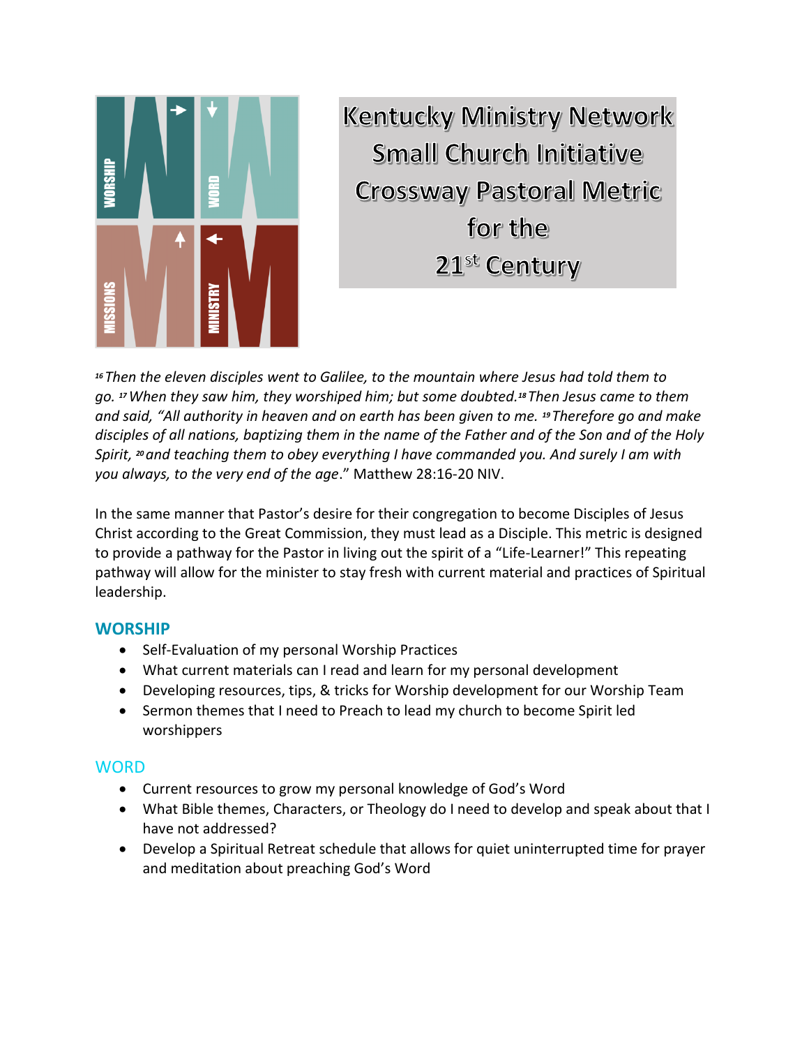# Kentucky Ministry Network Small Church Initiative Crossway Pastoral Metric for the 21st Century

*[16] Then the eleven disciples went to Galilee, to the mountain where Jesus had told them to go. [17] When they saw him, they worshiped him; but some doubted. [18] Then Jesus came to them and said, "All authority in heaven and on earth has been given to me. [19] Therefore go and make disciples of all nations, baptizing them in the name of the Father and of the Son and of the Holy Spirit, [20] and teaching them to obey everything I have commanded you. And surely I am with you always, to the very end of the age*." Matthew 28:16-20 NIV.

In the same manner that Pastor's desire for their congregation to become Disciples of Jesus Christ according to the Great Commission, they must lead as a Disciple. This metric is designed to provide a pathway for the Pastor in living out the spirit of a "Life-Learner!" This repeating pathway will allow for the minister to stay fresh with current material and practices of Spiritual leadership.

## WORSHIP

- Self-Evaluation of my personal Worship Practices
- What current materials can I read and learn for my personal development
- Developing resources, tips, & tricks for Worship development for our Worship Team
- Sermon themes that I need to Preach to lead my church to become Spirit led worshippers

## WORD

- Current resources to grow my personal knowledge of God's Word
- What Bible themes, Characters, or Theology do I need to develop and speak about that I have not addressed?
- Develop a Spiritual Retreat schedule that allows for quiet uninterrupted time for prayer and meditation about preaching God's Word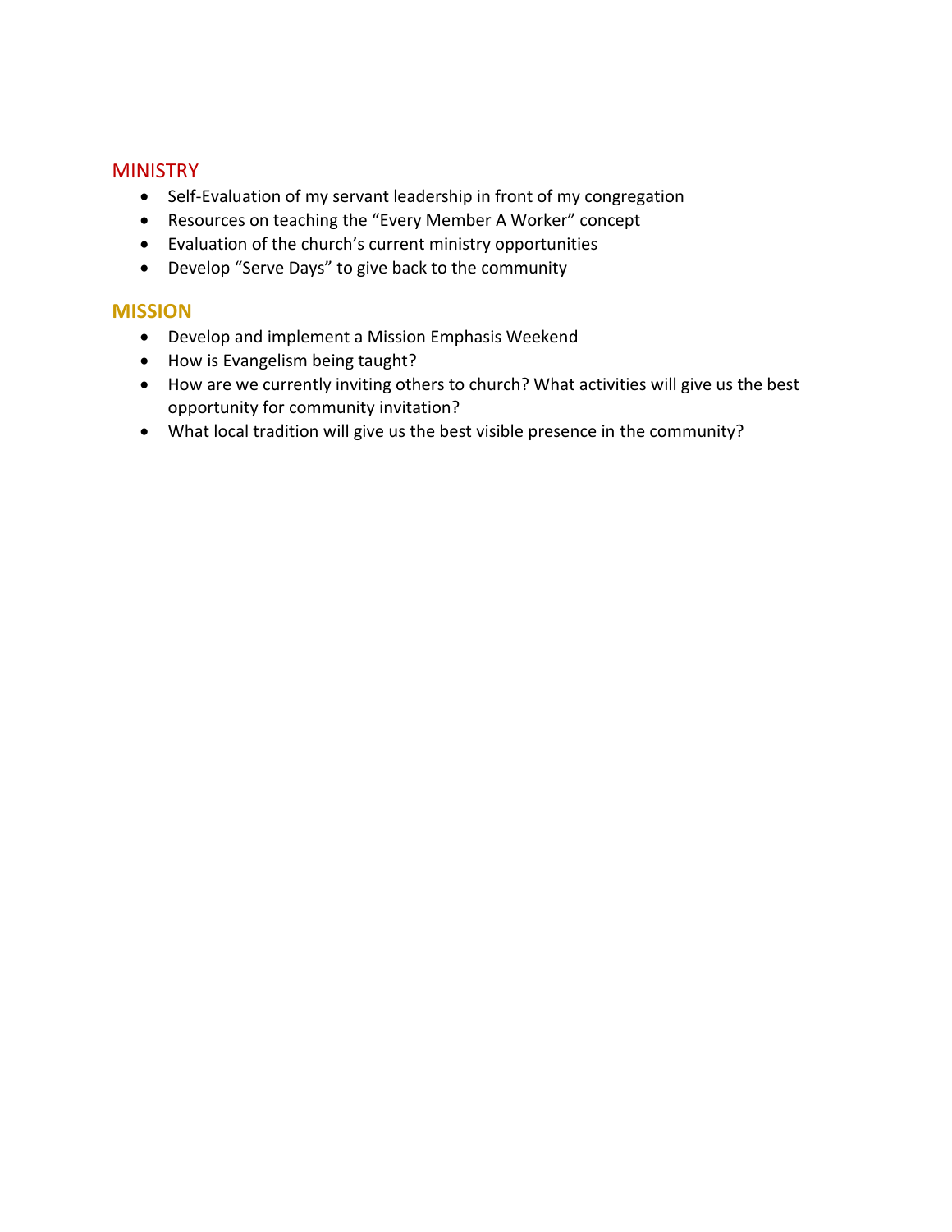## MINISTRY

- Self-Evaluation of my servant leadership in front of my congregation
- Resources on teaching the "Every Member A Worker" concept
- Evaluation of the church's current ministry opportunities
- Develop "Serve Days" to give back to the community

## MISSION

- Develop and implement a Mission Emphasis Weekend
- How is Evangelism being taught?
- How are we currently inviting others to church? What activities will give us the best opportunity for community invitation?
- What local tradition will give us the best visible presence in the community?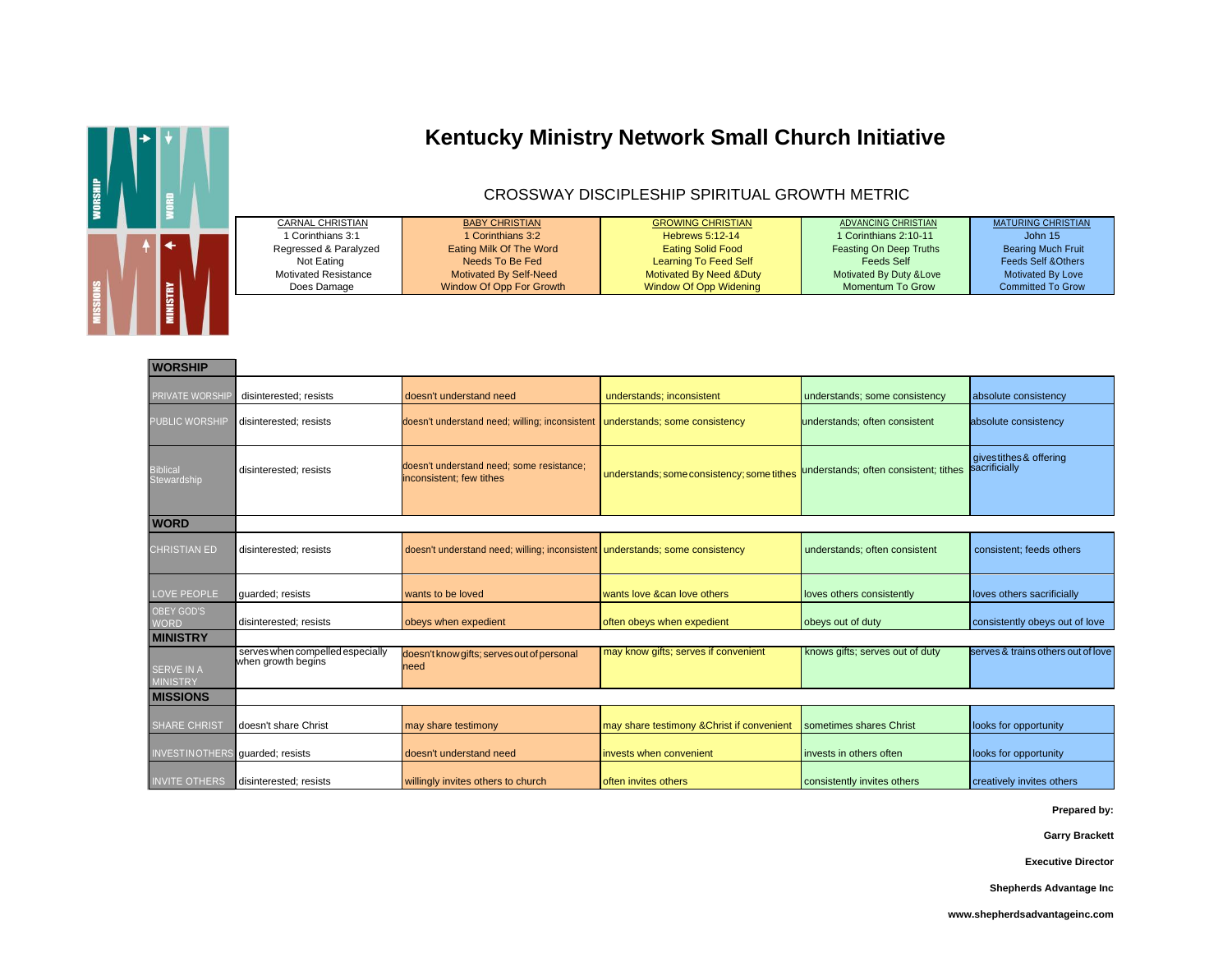# Kentucky Ministry Network Small Church Initiative

## CROSSWAY DISCIPLESHIP SPIRITUAL GROWTH METRIC

| CARNAL CHRISTIAN | BABY CHRISTIAN | GROWING CHRISTIAN | ADVANCING CHRISTIAN | MATURING CHRISTIAN |
|---|---|---|---|---|
| 1 Corinthians 3:1 | 1 Corinthians 3:2 | Hebrews 5:12-14 | 1 Corinthians 2:10-11 | John 15 |
| Regressed & Paralyzed | Eating Milk Of The Word | Eating Solid Food | Feasting On Deep Truths | Bearing Much Fruit |
| Not Eating | Needs To Be Fed | Learning To Feed Self | Feeds Self | Feeds Self &Others |
| Motivated Resistance | Motivated By Self-Need | Motivated By Need &Duty | Motivated By Duty &Love | Motivated By Love |
| Does Damage | Window Of Opp For Growth | Window Of Opp Widening | Momentum To Grow | Committed To Grow |

| | | | | | |
|---|---|---|---|---|---|
| **WORSHIP** | | | | | |
| PRIVATE WORSHIP | disinterested; resists | doesn't understand need | understands; inconsistent | understands; some consistency | absolute consistency |
| PUBLIC WORSHIP | disinterested; resists | doesn't understand need; willing; inconsistent | understands; some consistency | understands; often consistent | absolute consistency |
| Biblical Stewardship | disinterested; resists | doesn't understand need; some resistance; inconsistent; few tithes | understands; some consistency; some tithes | understands; often consistent; tithes | gives tithes & offering sacrificially |
| **WORD** | | | | | |
| CHRISTIAN ED | disinterested; resists | doesn't understand need; willing; inconsistent | understands; some consistency | understands; often consistent | consistent; feeds others |
| LOVE PEOPLE | guarded; resists | wants to be loved | wants love &can love others | loves others consistently | loves others sacrificially |
| OBEY GOD'S WORD | disinterested; resists | obeys when expedient | often obeys when expedient | obeys out of duty | consistently obeys out of love |
| **MINISTRY** | | | | | |
| SERVE IN A MINISTRY | serves when compelled especially when growth begins | doesn't know gifts; serves out of personal need | may know gifts; serves if convenient | knows gifts; serves out of duty | serves & trains others out of love |
| **MISSIONS** | | | | | |
| SHARE CHRIST | doesn't share Christ | may share testimony | may share testimony &Christ if convenient | sometimes shares Christ | looks for opportunity |
| INVEST IN OTHERS | guarded; resists | doesn't understand need | invests when convenient | invests in others often | looks for opportunity |
| INVITE OTHERS | disinterested; resists | willingly invites others to church | often invites others | consistently invites others | creatively invites others |

**Prepared by:**

**Garry Brackett**

**Executive Director**

**Shepherds Advantage Inc**

**www.shepherdsadvantageinc.com**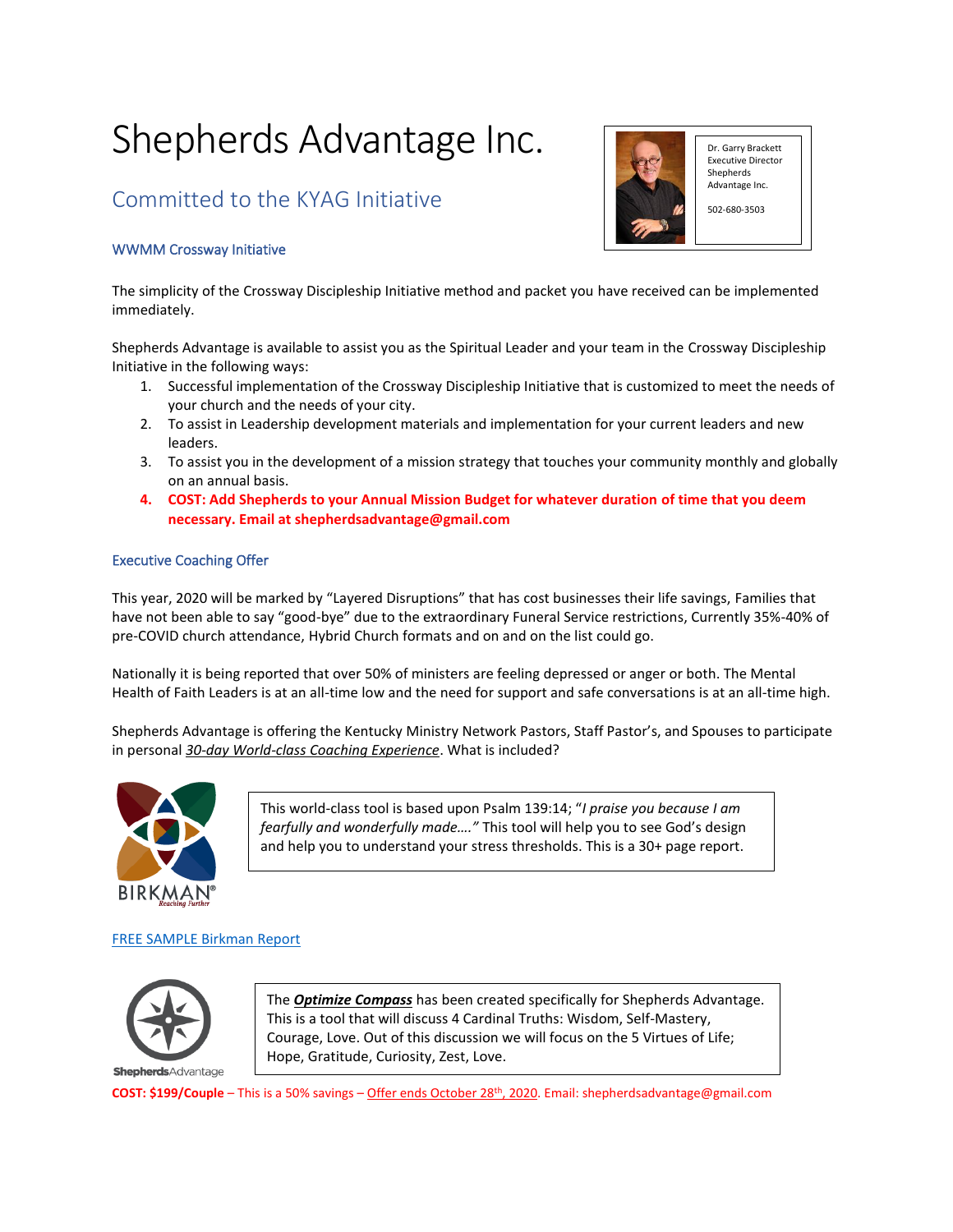# Shepherds Advantage Inc.

Dr. Garry Brackett
Executive Director
Shepherds Advantage Inc.

502-680-3503

## Committed to the KYAG Initiative

### WWMM Crossway Initiative

The simplicity of the Crossway Discipleship Initiative method and packet you have received can be implemented immediately.

Shepherds Advantage is available to assist you as the Spiritual Leader and your team in the Crossway Discipleship Initiative in the following ways:

1. Successful implementation of the Crossway Discipleship Initiative that is customized to meet the needs of your church and the needs of your city.
2. To assist in Leadership development materials and implementation for your current leaders and new leaders.
3. To assist you in the development of a mission strategy that touches your community monthly and globally on an annual basis.
4. **COST: Add Shepherds to your Annual Mission Budget for whatever duration of time that you deem necessary. Email at shepherdsadvantage@gmail.com**

### Executive Coaching Offer

This year, 2020 will be marked by "Layered Disruptions" that has cost businesses their life savings, Families that have not been able to say "good-bye" due to the extraordinary Funeral Service restrictions, Currently 35%-40% of pre-COVID church attendance, Hybrid Church formats and on and on the list could go.

Nationally it is being reported that over 50% of ministers are feeling depressed or anger or both. The Mental Health of Faith Leaders is at an all-time low and the need for support and safe conversations is at an all-time high.

Shepherds Advantage is offering the Kentucky Ministry Network Pastors, Staff Pastor's, and Spouses to participate in personal *30-day World-class Coaching Experience*. What is included?

BIRKMAN® Reaching Further

This world-class tool is based upon Psalm 139:14; "*I praise you because I am fearfully and wonderfully made….*" This tool will help you to see God's design and help you to understand your stress thresholds. This is a 30+ page report.

FREE SAMPLE Birkman Report

ShepherdsAdvantage

The ***Optimize Compass*** has been created specifically for Shepherds Advantage. This is a tool that will discuss 4 Cardinal Truths: Wisdom, Self-Mastery, Courage, Love. Out of this discussion we will focus on the 5 Virtues of Life; Hope, Gratitude, Curiosity, Zest, Love.

**COST: $199/Couple** – This is a 50% savings – Offer ends October 28th, 2020. Email: shepherdsadvantage@gmail.com